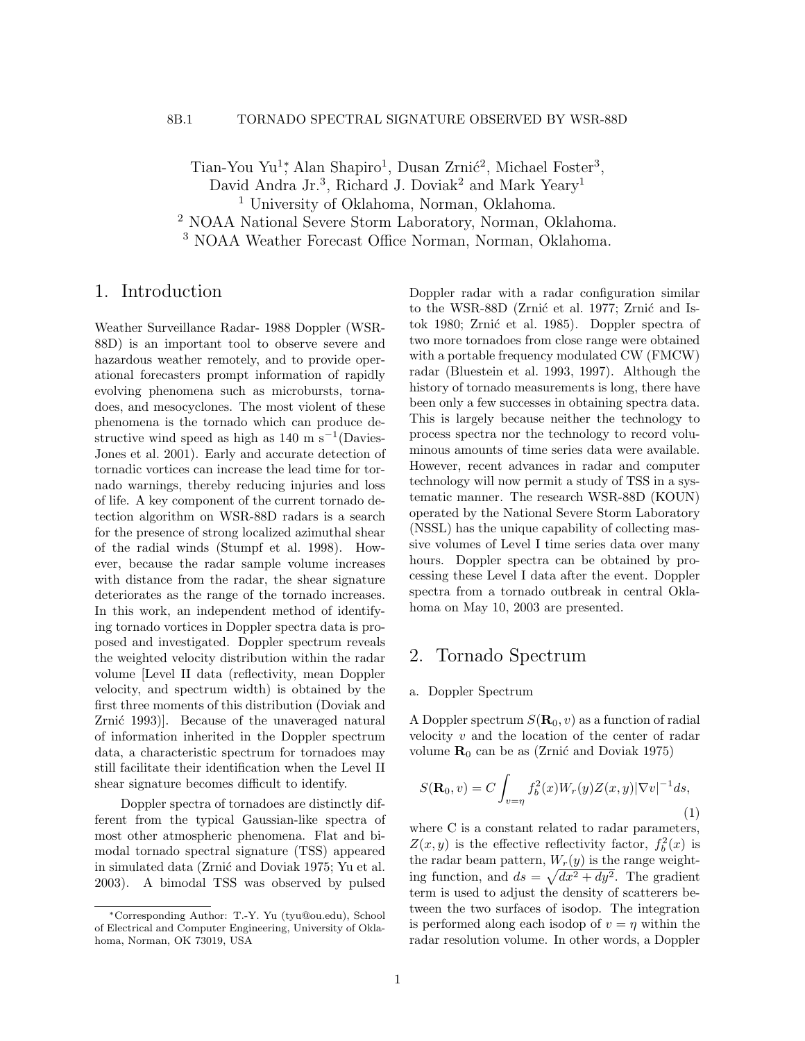8B.1 TORNADO SPECTRAL SIGNATURE OBSERVED BY WSR-88D

Tian-You Yu[1]*, Alan Shapiro[1], Dusan Zrnić[2], Michael Foster[3], David Andra Jr.[3], Richard J. Doviak[2] and Mark Yeary[1]

[1] University of Oklahoma, Norman, Oklahoma.
[2] NOAA National Severe Storm Laboratory, Norman, Oklahoma.
[3] NOAA Weather Forecast Office Norman, Norman, Oklahoma.

# 1. Introduction

Weather Surveillance Radar- 1988 Doppler (WSR-88D) is an important tool to observe severe and hazardous weather remotely, and to provide operational forecasters prompt information of rapidly evolving phenomena such as microbursts, tornadoes, and mesocyclones. The most violent of these phenomena is the tornado which can produce destructive wind speed as high as 140 m s$^{-1}$(Davies-Jones et al. 2001). Early and accurate detection of tornadic vortices can increase the lead time for tornado warnings, thereby reducing injuries and loss of life. A key component of the current tornado detection algorithm on WSR-88D radars is a search for the presence of strong localized azimuthal shear of the radial winds (Stumpf et al. 1998). However, because the radar sample volume increases with distance from the radar, the shear signature deteriorates as the range of the tornado increases. In this work, an independent method of identifying tornado vortices in Doppler spectra data is proposed and investigated. Doppler spectrum reveals the weighted velocity distribution within the radar volume [Level II data (reflectivity, mean Doppler velocity, and spectrum width) is obtained by the first three moments of this distribution (Doviak and Zrnić 1993)]. Because of the unaveraged natural of information inherited in the Doppler spectrum data, a characteristic spectrum for tornadoes may still facilitate their identification when the Level II shear signature becomes difficult to identify.

Doppler spectra of tornadoes are distinctly different from the typical Gaussian-like spectra of most other atmospheric phenomena. Flat and bimodal tornado spectral signature (TSS) appeared in simulated data (Zrnić and Doviak 1975; Yu et al. 2003). A bimodal TSS was observed by pulsed Doppler radar with a radar configuration similar to the WSR-88D (Zrnić et al. 1977; Zrnić and Istok 1980; Zrnić et al. 1985). Doppler spectra of two more tornadoes from close range were obtained with a portable frequency modulated CW (FMCW) radar (Bluestein et al. 1993, 1997). Although the history of tornado measurements is long, there have been only a few successes in obtaining spectra data. This is largely because neither the technology to process spectra nor the technology to record voluminous amounts of time series data were available. However, recent advances in radar and computer technology will now permit a study of TSS in a systematic manner. The research WSR-88D (KOUN) operated by the National Severe Storm Laboratory (NSSL) has the unique capability of collecting massive volumes of Level I time series data over many hours. Doppler spectra can be obtained by processing these Level I data after the event. Doppler spectra from a tornado outbreak in central Oklahoma on May 10, 2003 are presented.

# 2. Tornado Spectrum

## a. Doppler Spectrum

A Doppler spectrum $S(\mathbf{R}_0, v)$ as a function of radial velocity $v$ and the location of the center of radar volume $\mathbf{R}_0$ can be as (Zrnić and Doviak 1975)

$$S(\mathbf{R}_0, v) = C \int_{v=\eta} f_b^2(x) W_r(y) Z(x, y) |\nabla v|^{-1} ds, \tag{1}$$

where C is a constant related to radar parameters, $Z(x, y)$ is the effective reflectivity factor, $f_b^2(x)$ is the radar beam pattern, $W_r(y)$ is the range weighting function, and $ds = \sqrt{dx^2 + dy^2}$. The gradient term is used to adjust the density of scatterers between the two surfaces of isodop. The integration is performed along each isodop of $v = \eta$ within the radar resolution volume. In other words, a Doppler

*Corresponding Author: T.-Y. Yu (tyu@ou.edu), School of Electrical and Computer Engineering, University of Oklahoma, Norman, OK 73019, USA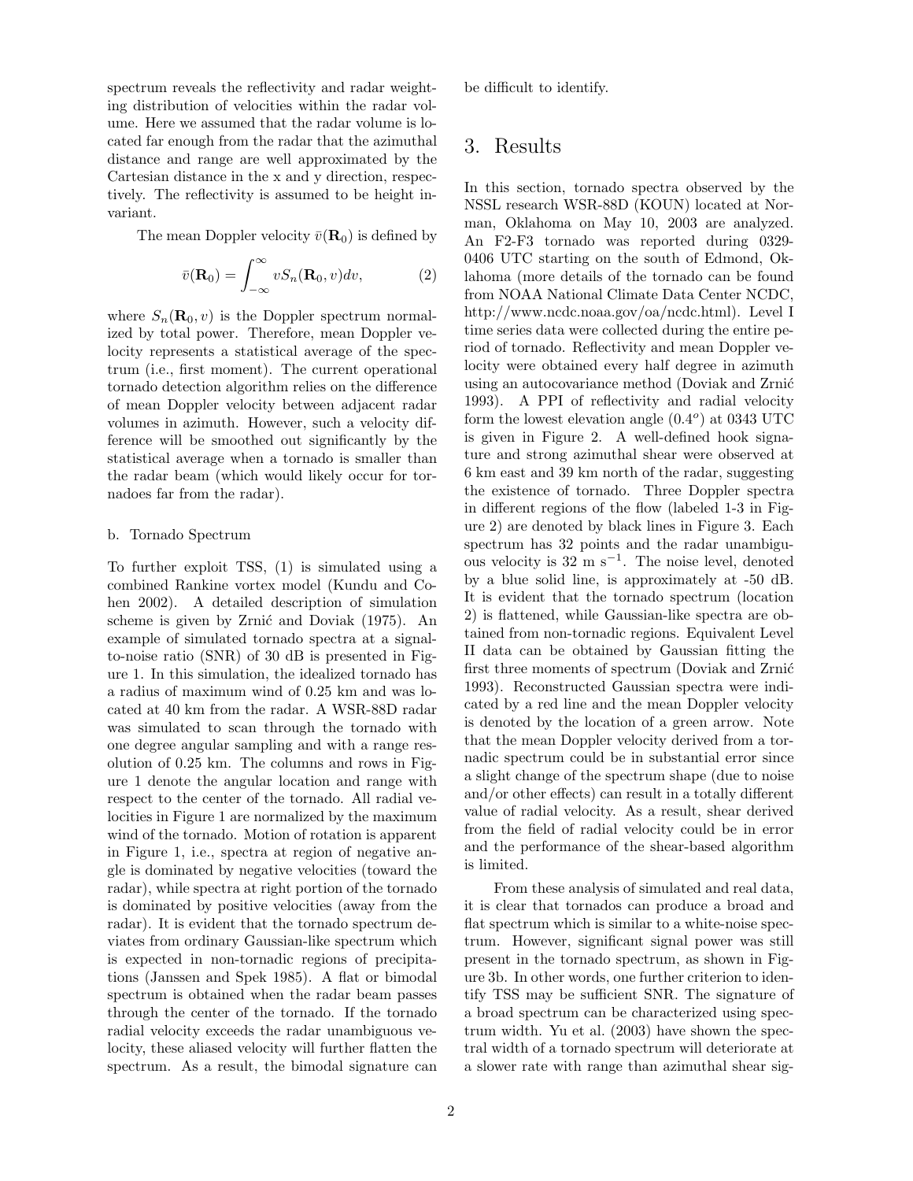spectrum reveals the reflectivity and radar weighting distribution of velocities within the radar volume. Here we assumed that the radar volume is located far enough from the radar that the azimuthal distance and range are well approximated by the Cartesian distance in the x and y direction, respectively. The reflectivity is assumed to be height invariant.

The mean Doppler velocity $\bar{v}(\mathbf{R}_0)$ is defined by

$$\bar{v}(\mathbf{R}_0) = \int_{-\infty}^{\infty} v S_n(\mathbf{R}_0, v) dv, \tag{2}$$

where $S_n(\mathbf{R}_0, v)$ is the Doppler spectrum normalized by total power. Therefore, mean Doppler velocity represents a statistical average of the spectrum (i.e., first moment). The current operational tornado detection algorithm relies on the difference of mean Doppler velocity between adjacent radar volumes in azimuth. However, such a velocity difference will be smoothed out significantly by the statistical average when a tornado is smaller than the radar beam (which would likely occur for tornadoes far from the radar).

### b. Tornado Spectrum

To further exploit TSS, (1) is simulated using a combined Rankine vortex model (Kundu and Cohen 2002). A detailed description of simulation scheme is given by Zrnić and Doviak (1975). An example of simulated tornado spectra at a signal-to-noise ratio (SNR) of 30 dB is presented in Figure 1. In this simulation, the idealized tornado has a radius of maximum wind of 0.25 km and was located at 40 km from the radar. A WSR-88D radar was simulated to scan through the tornado with one degree angular sampling and with a range resolution of 0.25 km. The columns and rows in Figure 1 denote the angular location and range with respect to the center of the tornado. All radial velocities in Figure 1 are normalized by the maximum wind of the tornado. Motion of rotation is apparent in Figure 1, i.e., spectra at region of negative angle is dominated by negative velocities (toward the radar), while spectra at right portion of the tornado is dominated by positive velocities (away from the radar). It is evident that the tornado spectrum deviates from ordinary Gaussian-like spectrum which is expected in non-tornadic regions of precipitations (Janssen and Spek 1985). A flat or bimodal spectrum is obtained when the radar beam passes through the center of the tornado. If the tornado radial velocity exceeds the radar unambiguous velocity, these aliased velocity will further flatten the spectrum. As a result, the bimodal signature can be difficult to identify.

## 3. Results

In this section, tornado spectra observed by the NSSL research WSR-88D (KOUN) located at Norman, Oklahoma on May 10, 2003 are analyzed. An F2-F3 tornado was reported during 0329-0406 UTC starting on the south of Edmond, Oklahoma (more details of the tornado can be found from NOAA National Climate Data Center NCDC, http://www.ncdc.noaa.gov/oa/ncdc.html). Level I time series data were collected during the entire period of tornado. Reflectivity and mean Doppler velocity were obtained every half degree in azimuth using an autocovariance method (Doviak and Zrnić 1993). A PPI of reflectivity and radial velocity form the lowest elevation angle ($0.4^o$) at 0343 UTC is given in Figure 2. A well-defined hook signature and strong azimuthal shear were observed at 6 km east and 39 km north of the radar, suggesting the existence of tornado. Three Doppler spectra in different regions of the flow (labeled 1-3 in Figure 2) are denoted by black lines in Figure 3. Each spectrum has 32 points and the radar unambiguous velocity is 32 m s$^{-1}$. The noise level, denoted by a blue solid line, is approximately at -50 dB. It is evident that the tornado spectrum (location 2) is flattened, while Gaussian-like spectra are obtained from non-tornadic regions. Equivalent Level II data can be obtained by Gaussian fitting the first three moments of spectrum (Doviak and Zrnić 1993). Reconstructed Gaussian spectra were indicated by a red line and the mean Doppler velocity is denoted by the location of a green arrow. Note that the mean Doppler velocity derived from a tornadic spectrum could be in substantial error since a slight change of the spectrum shape (due to noise and/or other effects) can result in a totally different value of radial velocity. As a result, shear derived from the field of radial velocity could be in error and the performance of the shear-based algorithm is limited.

From these analysis of simulated and real data, it is clear that tornados can produce a broad and flat spectrum which is similar to a white-noise spectrum. However, significant signal power was still present in the tornado spectrum, as shown in Figure 3b. In other words, one further criterion to identify TSS may be sufficient SNR. The signature of a broad spectrum can be characterized using spectrum width. Yu et al. (2003) have shown the spectral width of a tornado spectrum will deteriorate at a slower rate with range than azimuthal shear sig-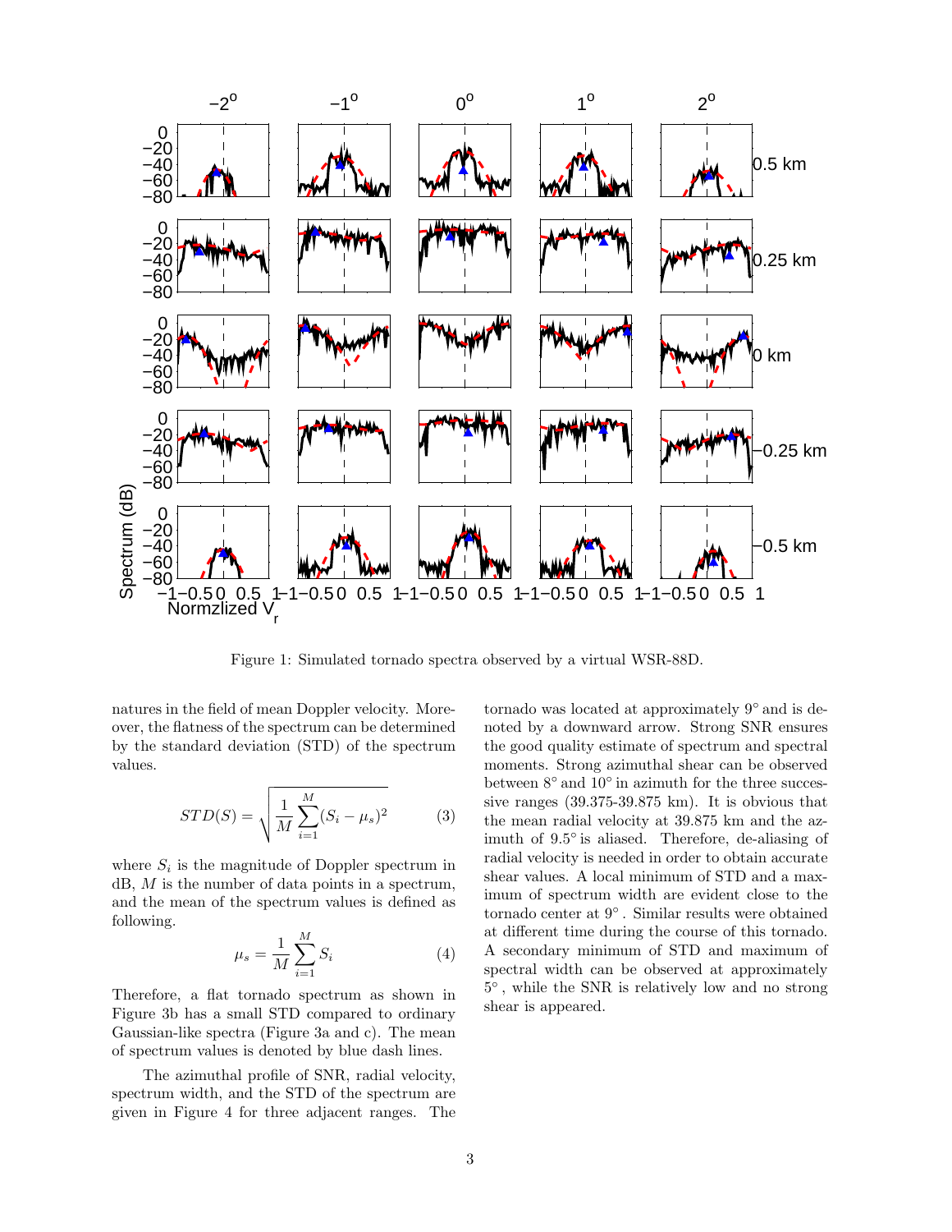Figure 1: Simulated tornado spectra observed by a virtual WSR-88D.

natures in the field of mean Doppler velocity. Moreover, the flatness of the spectrum can be determined by the standard deviation (STD) of the spectrum values.

$$STD(S) = \sqrt{\frac{1}{M}\sum_{i=1}^{M}(S_i - \mu_s)^2} \tag{3}$$

where $S_i$ is the magnitude of Doppler spectrum in dB, $M$ is the number of data points in a spectrum, and the mean of the spectrum values is defined as following.

$$\mu_s = \frac{1}{M}\sum_{i=1}^{M} S_i \tag{4}$$

Therefore, a flat tornado spectrum as shown in Figure 3b has a small STD compared to ordinary Gaussian-like spectra (Figure 3a and c). The mean of spectrum values is denoted by blue dash lines.

The azimuthal profile of SNR, radial velocity, spectrum width, and the STD of the spectrum are given in Figure 4 for three adjacent ranges. The tornado was located at approximately 9° and is denoted by a downward arrow. Strong SNR ensures the good quality estimate of spectrum and spectral moments. Strong azimuthal shear can be observed between 8° and 10° in azimuth for the three successive ranges (39.375-39.875 km). It is obvious that the mean radial velocity at 39.875 km and the azimuth of 9.5° is aliased. Therefore, de-aliasing of radial velocity is needed in order to obtain accurate shear values. A local minimum of STD and a maximum of spectrum width are evident close to the tornado center at 9°. Similar results were obtained at different time during the course of this tornado. A secondary minimum of STD and maximum of spectral width can be observed at approximately 5°, while the SNR is relatively low and no strong shear is appeared.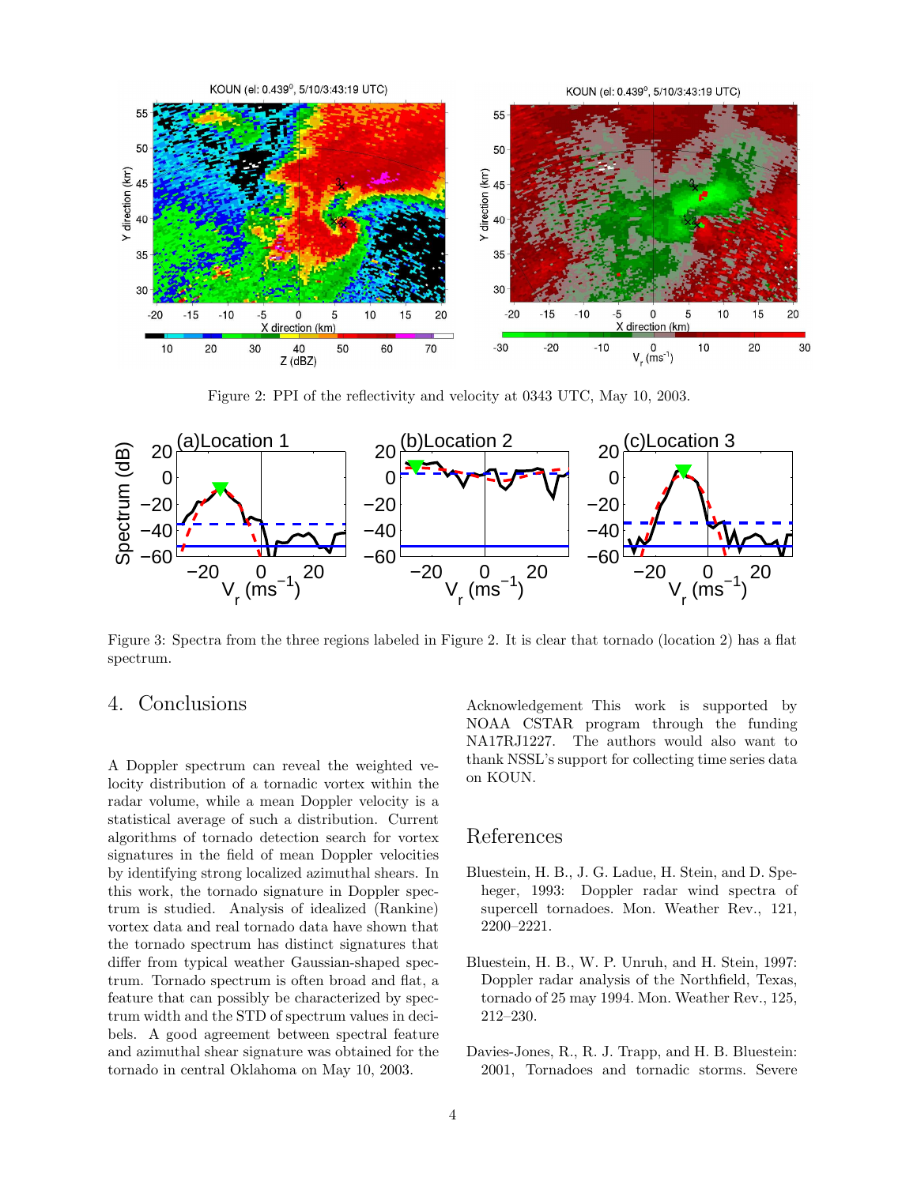Figure 2: PPI of the reflectivity and velocity at 0343 UTC, May 10, 2003.

Figure 3: Spectra from the three regions labeled in Figure 2. It is clear that tornado (location 2) has a flat spectrum.

## 4. Conclusions

A Doppler spectrum can reveal the weighted velocity distribution of a tornadic vortex within the radar volume, while a mean Doppler velocity is a statistical average of such a distribution. Current algorithms of tornado detection search for vortex signatures in the field of mean Doppler velocities by identifying strong localized azimuthal shears. In this work, the tornado signature in Doppler spectrum is studied. Analysis of idealized (Rankine) vortex data and real tornado data have shown that the tornado spectrum has distinct signatures that differ from typical weather Gaussian-shaped spectrum. Tornado spectrum is often broad and flat, a feature that can possibly be characterized by spectrum width and the STD of spectrum values in decibels. A good agreement between spectral feature and azimuthal shear signature was obtained for the tornado in central Oklahoma on May 10, 2003.

Acknowledgement This work is supported by NOAA CSTAR program through the funding NA17RJ1227. The authors would also want to thank NSSL's support for collecting time series data on KOUN.

## References

Bluestein, H. B., J. G. Ladue, H. Stein, and D. Speheger, 1993: Doppler radar wind spectra of supercell tornadoes. Mon. Weather Rev., 121, 2200–2221.

Bluestein, H. B., W. P. Unruh, and H. Stein, 1997: Doppler radar analysis of the Northfield, Texas, tornado of 25 may 1994. Mon. Weather Rev., 125, 212–230.

Davies-Jones, R., R. J. Trapp, and H. B. Bluestein: 2001, Tornadoes and tornadic storms. Severe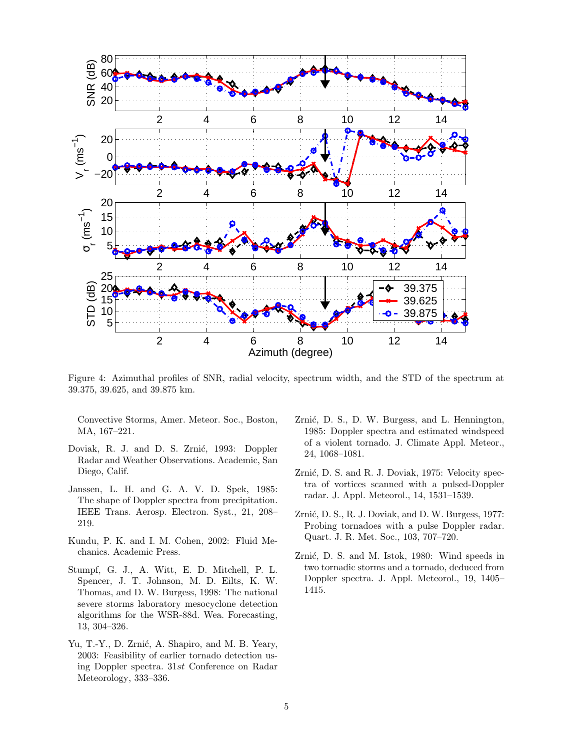SNR (dB)
80
60
40
20
2 4 6 8 10 12 14

$V_r$ (ms$^{-1}$)
20
0
−20
2 4 6 8 10 12 14

$\sigma_r$ (ms$^{-1}$)
20
15
10
5
2 4 6 8 10 12 14

STD (dB)
25
20
15
10
5
2 4 6 8 10 12 14

39.375
39.625
39.875

Azimuth (degree)

Figure 4: Azimuthal profiles of SNR, radial velocity, spectrum width, and the STD of the spectrum at 39.375, 39.625, and 39.875 km.

Convective Storms, Amer. Meteor. Soc., Boston, MA, 167–221.

Doviak, R. J. and D. S. Zrnić, 1993: Doppler Radar and Weather Observations. Academic, San Diego, Calif.

Janssen, L. H. and G. A. V. D. Spek, 1985: The shape of Doppler spectra from precipitation. IEEE Trans. Aerosp. Electron. Syst., 21, 208–219.

Kundu, P. K. and I. M. Cohen, 2002: Fluid Mechanics. Academic Press.

Stumpf, G. J., A. Witt, E. D. Mitchell, P. L. Spencer, J. T. Johnson, M. D. Eilts, K. W. Thomas, and D. W. Burgess, 1998: The national severe storms laboratory mesocyclone detection algorithms for the WSR-88d. Wea. Forecasting, 13, 304–326.

Yu, T.-Y., D. Zrnić, A. Shapiro, and M. B. Yeary, 2003: Feasibility of earlier tornado detection using Doppler spectra. 31*st* Conference on Radar Meteorology, 333–336.

Zrnić, D. S., D. W. Burgess, and L. Hennington, 1985: Doppler spectra and estimated windspeed of a violent tornado. J. Climate Appl. Meteor., 24, 1068–1081.

Zrnić, D. S. and R. J. Doviak, 1975: Velocity spectra of vortices scanned with a pulsed-Doppler radar. J. Appl. Meteorol., 14, 1531–1539.

Zrnić, D. S., R. J. Doviak, and D. W. Burgess, 1977: Probing tornadoes with a pulse Doppler radar. Quart. J. R. Met. Soc., 103, 707–720.

Zrnić, D. S. and M. Istok, 1980: Wind speeds in two tornadic storms and a tornado, deduced from Doppler spectra. J. Appl. Meteorol., 19, 1405–1415.